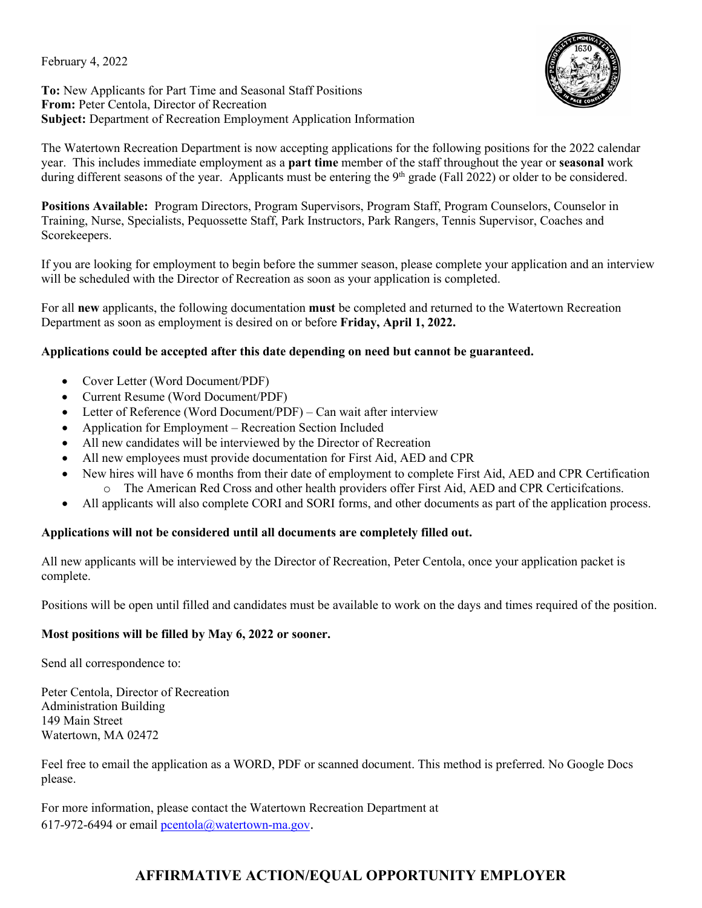February 4, 2022

**To:** New Applicants for Part Time and Seasonal Staff Positions
**From:** Peter Centola, Director of Recreation
**Subject:** Department of Recreation Employment Application Information

The Watertown Recreation Department is now accepting applications for the following positions for the 2022 calendar year. This includes immediate employment as a **part time** member of the staff throughout the year or **seasonal** work during different seasons of the year. Applicants must be entering the 9th grade (Fall 2022) or older to be considered.

**Positions Available:** Program Directors, Program Supervisors, Program Staff, Program Counselors, Counselor in Training, Nurse, Specialists, Pequossette Staff, Park Instructors, Park Rangers, Tennis Supervisor, Coaches and Scorekeepers.

If you are looking for employment to begin before the summer season, please complete your application and an interview will be scheduled with the Director of Recreation as soon as your application is completed.

For all **new** applicants, the following documentation **must** be completed and returned to the Watertown Recreation Department as soon as employment is desired on or before **Friday, April 1, 2022.**

**Applications could be accepted after this date depending on need but cannot be guaranteed.**

- Cover Letter (Word Document/PDF)
- Current Resume (Word Document/PDF)
- Letter of Reference (Word Document/PDF) – Can wait after interview
- Application for Employment – Recreation Section Included
- All new candidates will be interviewed by the Director of Recreation
- All new employees must provide documentation for First Aid, AED and CPR
- New hires will have 6 months from their date of employment to complete First Aid, AED and CPR Certification
  - The American Red Cross and other health providers offer First Aid, AED and CPR Certicifcations.
- All applicants will also complete CORI and SORI forms, and other documents as part of the application process.

**Applications will not be considered until all documents are completely filled out.**

All new applicants will be interviewed by the Director of Recreation, Peter Centola, once your application packet is complete.

Positions will be open until filled and candidates must be available to work on the days and times required of the position.

**Most positions will be filled by May 6, 2022 or sooner.**

Send all correspondence to:

Peter Centola, Director of Recreation
Administration Building
149 Main Street
Watertown, MA 02472

Feel free to email the application as a WORD, PDF or scanned document. This method is preferred. No Google Docs please.

For more information, please contact the Watertown Recreation Department at
617-972-6494 or email pcentola@watertown-ma.gov.

## AFFIRMATIVE ACTION/EQUAL OPPORTUNITY EMPLOYER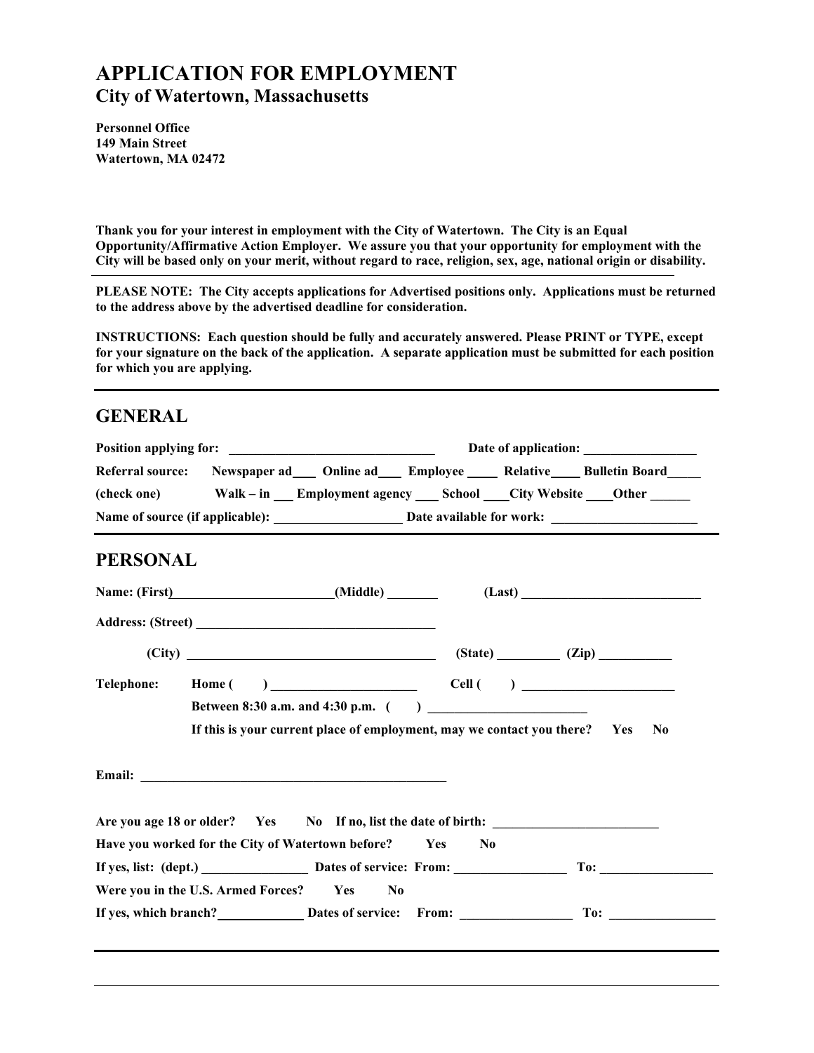# APPLICATION FOR EMPLOYMENT

## City of Watertown, Massachusetts

**Personnel Office**
**149 Main Street**
**Watertown, MA 02472**

**Thank you for your interest in employment with the City of Watertown. The City is an Equal Opportunity/Affirmative Action Employer. We assure you that your opportunity for employment with the City will be based only on your merit, without regard to race, religion, sex, age, national origin or disability.**

**PLEASE NOTE: The City accepts applications for Advertised positions only. Applications must be returned to the address above by the advertised deadline for consideration.**

**INSTRUCTIONS: Each question should be fully and accurately answered. Please PRINT or TYPE, except for your signature on the back of the application. A separate application must be submitted for each position for which you are applying.**

---

## GENERAL

**Position applying for:** ______________________________ **Date of application:** ________________

**Referral source:** Newspaper ad___ Online ad___ Employee ____ Relative____ Bulletin Board_____

**(check one)** Walk – in ___ Employment agency ___ School ____City Website ____Other ______

**Name of source (if applicable):** ___________________ **Date available for work:** _____________________

---

## PERSONAL

**Name: (First)**_______________________**(Middle)** _______ **(Last)** __________________________

**Address: (Street)** ___________________________________

**(City)** _____________________________________ **(State)** _________ **(Zip)** ___________

**Telephone:** **Home (    )** _____________________ **Cell (    )** ______________________

**Between 8:30 a.m. and 4:30 p.m. (    )** _______________________

**If this is your current place of employment, may we contact you there? Yes No**

**Email:** ______________________________________________

**Are you age 18 or older? Yes No If no, list the date of birth:** ________________________

**Have you worked for the City of Watertown before? Yes No**

**If yes, list: (dept.)** _______________ **Dates of service: From:** ________________ **To:** ________________

**Were you in the U.S. Armed Forces? Yes No**

**If yes, which branch?**____________ **Dates of service: From:** ________________ **To:** _______________

---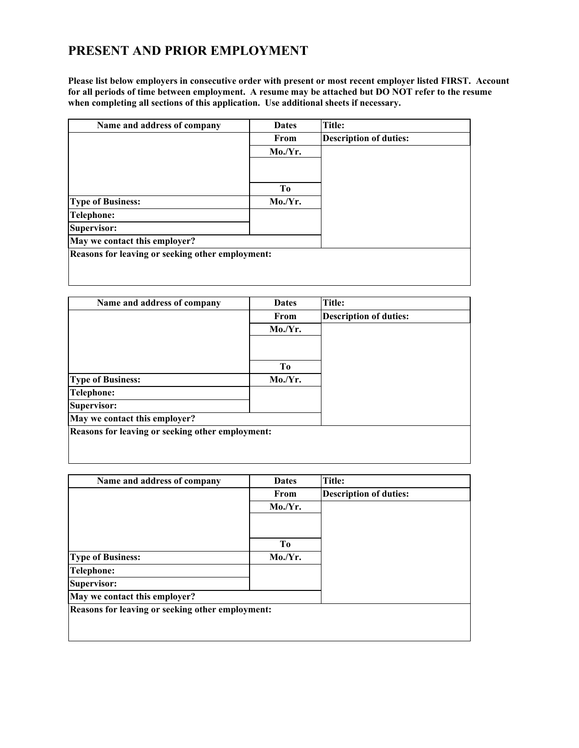# PRESENT AND PRIOR EMPLOYMENT

**Please list below employers in consecutive order with present or most recent employer listed FIRST. Account for all periods of time between employment. A resume may be attached but DO NOT refer to the resume when completing all sections of this application. Use additional sheets if necessary.**

| Name and address of company | Dates | Title: |
|---|---|---|
| | From | Description of duties: |
| | Mo./Yr. | |
| | | |
| | To | |
| Type of Business: | Mo./Yr. | |
| Telephone: | | |
| Supervisor: | | |
| May we contact this employer? | | |
| Reasons for leaving or seeking other employment: | | |

| Name and address of company | Dates | Title: |
|---|---|---|
| | From | Description of duties: |
| | Mo./Yr. | |
| | | |
| | To | |
| Type of Business: | Mo./Yr. | |
| Telephone: | | |
| Supervisor: | | |
| May we contact this employer? | | |
| Reasons for leaving or seeking other employment: | | |

| Name and address of company | Dates | Title: |
|---|---|---|
| | From | Description of duties: |
| | Mo./Yr. | |
| | | |
| | To | |
| Type of Business: | Mo./Yr. | |
| Telephone: | | |
| Supervisor: | | |
| May we contact this employer? | | |
| Reasons for leaving or seeking other employment: | | |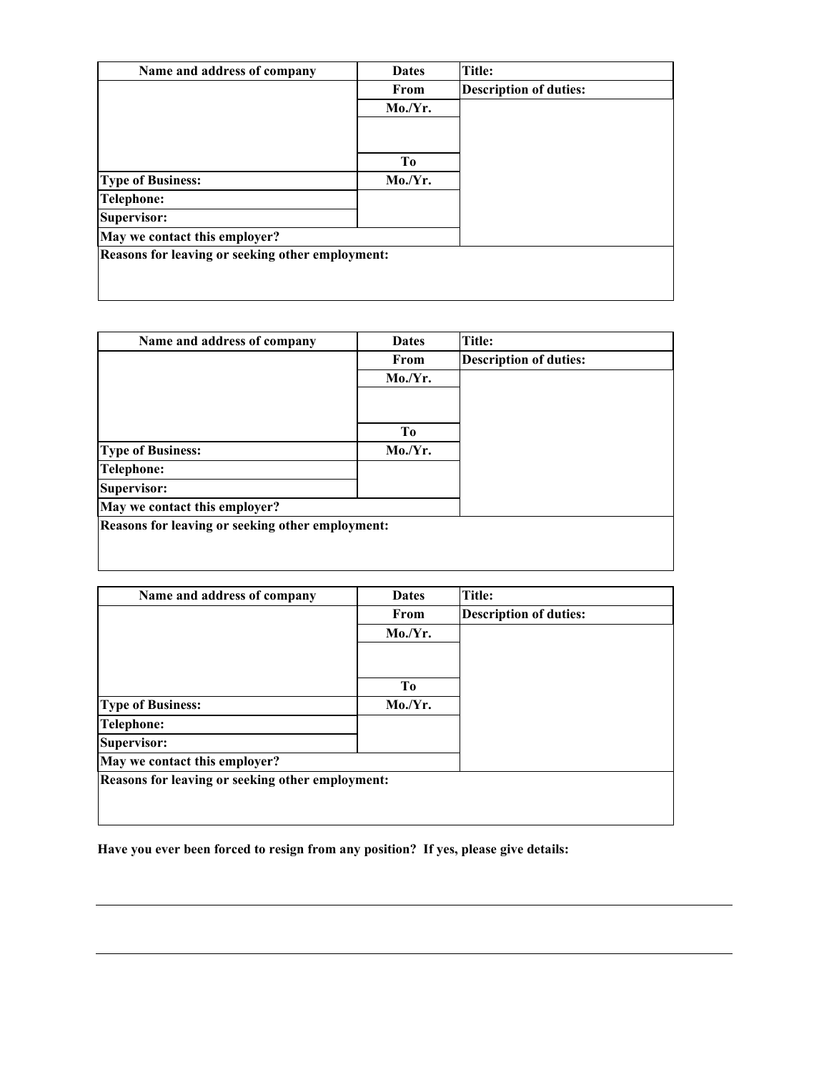| Name and address of company | Dates | Title: |
| --- | --- | --- |
| | From | Description of duties: |
| | Mo./Yr. | |
| | | |
| | To | |
| Type of Business: | Mo./Yr. | |
| Telephone: | | |
| Supervisor: | | |
| May we contact this employer? | | |
| Reasons for leaving or seeking other employment: | | |

| Name and address of company | Dates | Title: |
| --- | --- | --- |
| | From | Description of duties: |
| | Mo./Yr. | |
| | | |
| | To | |
| Type of Business: | Mo./Yr. | |
| Telephone: | | |
| Supervisor: | | |
| May we contact this employer? | | |
| Reasons for leaving or seeking other employment: | | |

| Name and address of company | Dates | Title: |
| --- | --- | --- |
| | From | Description of duties: |
| | Mo./Yr. | |
| | | |
| | To | |
| Type of Business: | Mo./Yr. | |
| Telephone: | | |
| Supervisor: | | |
| May we contact this employer? | | |
| Reasons for leaving or seeking other employment: | | |

**Have you ever been forced to resign from any position? If yes, please give details:**

---

---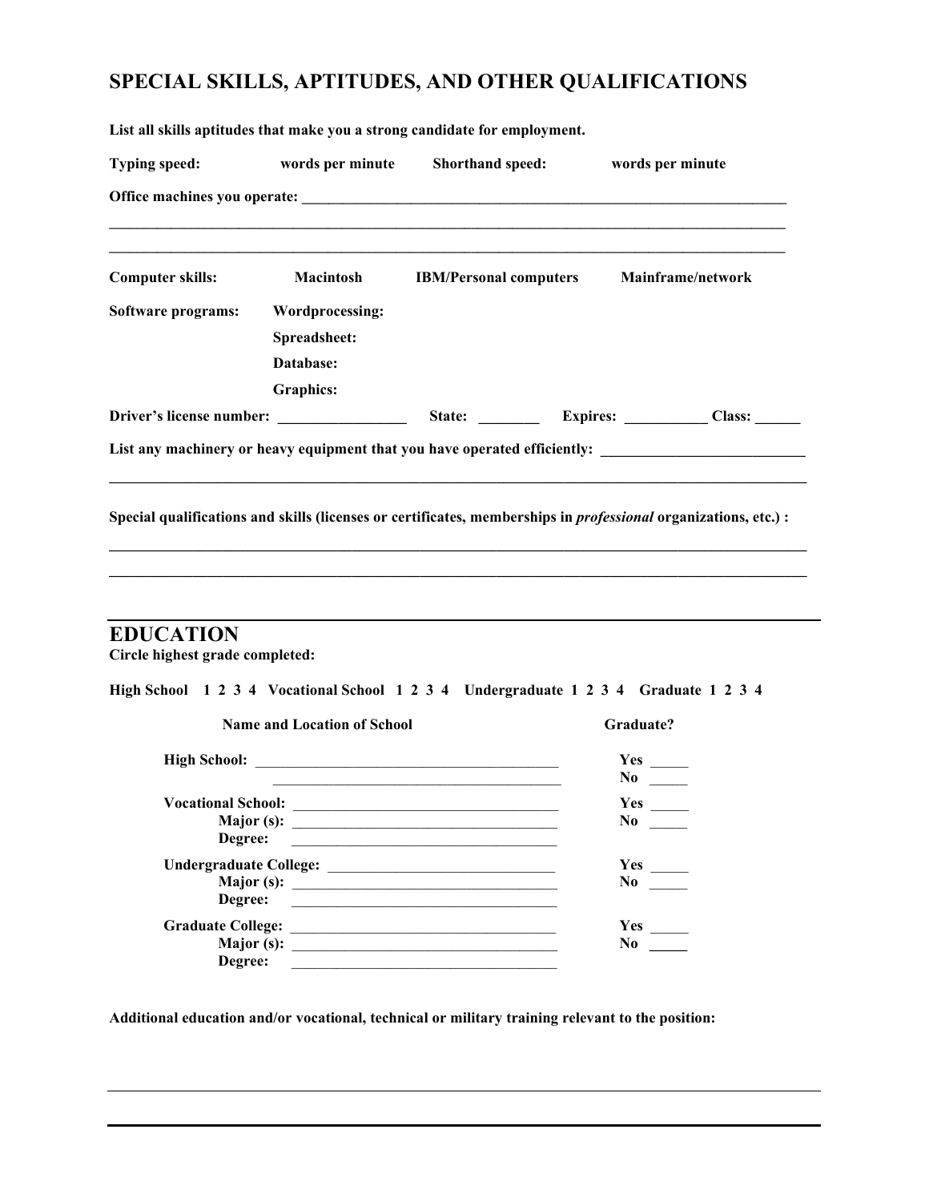## SPECIAL SKILLS, APTITUDES, AND OTHER QUALIFICATIONS

**List all skills aptitudes that make you a strong candidate for employment.**

**Typing speed:** words per minute **Shorthand speed:** words per minute

**Office machines you operate:** ____________________________________________________________

______________________________________________________________________________________

______________________________________________________________________________________

**Computer skills:** **Macintosh** **IBM/Personal computers** **Mainframe/network**

**Software programs:**
- **Wordprocessing:**
- **Spreadsheet:**
- **Database:**
- **Graphics:**

**Driver's license number:** ________________ **State:** ________ **Expires:** __________ **Class:** ______

**List any machinery or heavy equipment that you have operated efficiently:** __________________________

______________________________________________________________________________________

**Special qualifications and skills (licenses or certificates, memberships in *professional* organizations, etc.) :**

______________________________________________________________________________________

______________________________________________________________________________________

## EDUCATION

**Circle highest grade completed:**

**High School 1 2 3 4 Vocational School 1 2 3 4 Undergraduate 1 2 3 4 Graduate 1 2 3 4**

| Name and Location of School | Graduate? |
|---|---|
| **High School:** ________________________________________ | **Yes** _____ **No** _____ |
| **Vocational School:** ________________________________ **Major (s):** ________________________________ **Degree:** ________________________________ | **Yes** _____ **No** _____ |
| **Undergraduate College:** ____________________________ **Major (s):** ________________________________ **Degree:** ________________________________ | **Yes** _____ **No** _____ |
| **Graduate College:** ________________________________ **Major (s):** ________________________________ **Degree:** ________________________________ | **Yes** _____ **No** _____ |

**Additional education and/or vocational, technical or military training relevant to the position:**

______________________________________________________________________________________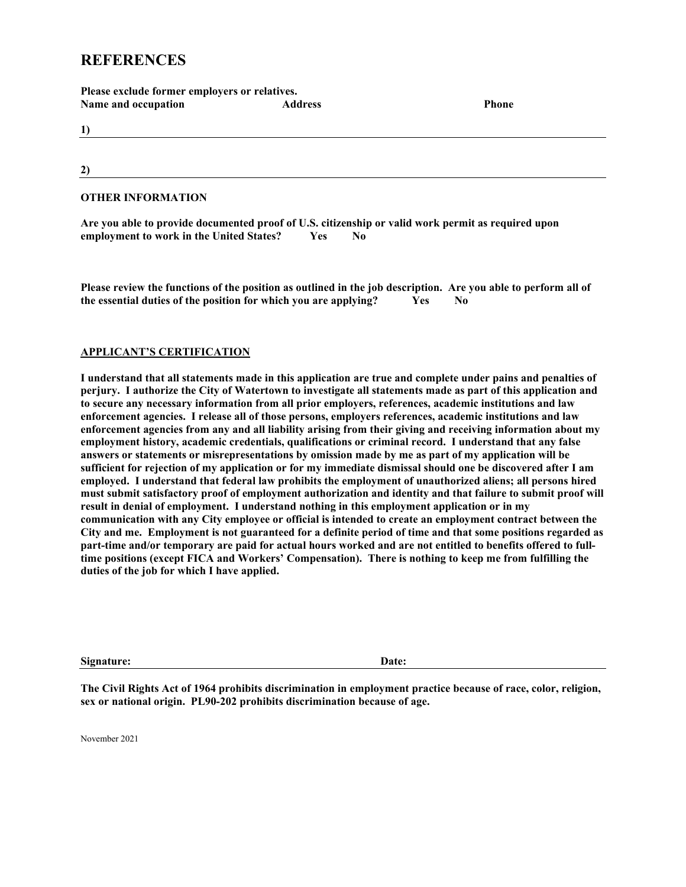## REFERENCES

**Please exclude former employers or relatives.**

| Name and occupation | Address | Phone |
|---|---|---|
| 1) | | |
| 2) | | |

**OTHER INFORMATION**

**Are you able to provide documented proof of U.S. citizenship or valid work permit as required upon employment to work in the United States? Yes No**

**Please review the functions of the position as outlined in the job description. Are you able to perform all of the essential duties of the position for which you are applying? Yes No**

**APPLICANT'S CERTIFICATION**

**I understand that all statements made in this application are true and complete under pains and penalties of perjury. I authorize the City of Watertown to investigate all statements made as part of this application and to secure any necessary information from all prior employers, references, academic institutions and law enforcement agencies. I release all of those persons, employers references, academic institutions and law enforcement agencies from any and all liability arising from their giving and receiving information about my employment history, academic credentials, qualifications or criminal record. I understand that any false answers or statements or misrepresentations by omission made by me as part of my application will be sufficient for rejection of my application or for my immediate dismissal should one be discovered after I am employed. I understand that federal law prohibits the employment of unauthorized aliens; all persons hired must submit satisfactory proof of employment authorization and identity and that failure to submit proof will result in denial of employment. I understand nothing in this employment application or in my communication with any City employee or official is intended to create an employment contract between the City and me. Employment is not guaranteed for a definite period of time and that some positions regarded as part-time and/or temporary are paid for actual hours worked and are not entitled to benefits offered to full-time positions (except FICA and Workers' Compensation). There is nothing to keep me from fulfilling the duties of the job for which I have applied.**

**Signature:** ______________________ **Date:** ______________________

**The Civil Rights Act of 1964 prohibits discrimination in employment practice because of race, color, religion, sex or national origin. PL90-202 prohibits discrimination because of age.**

November 2021